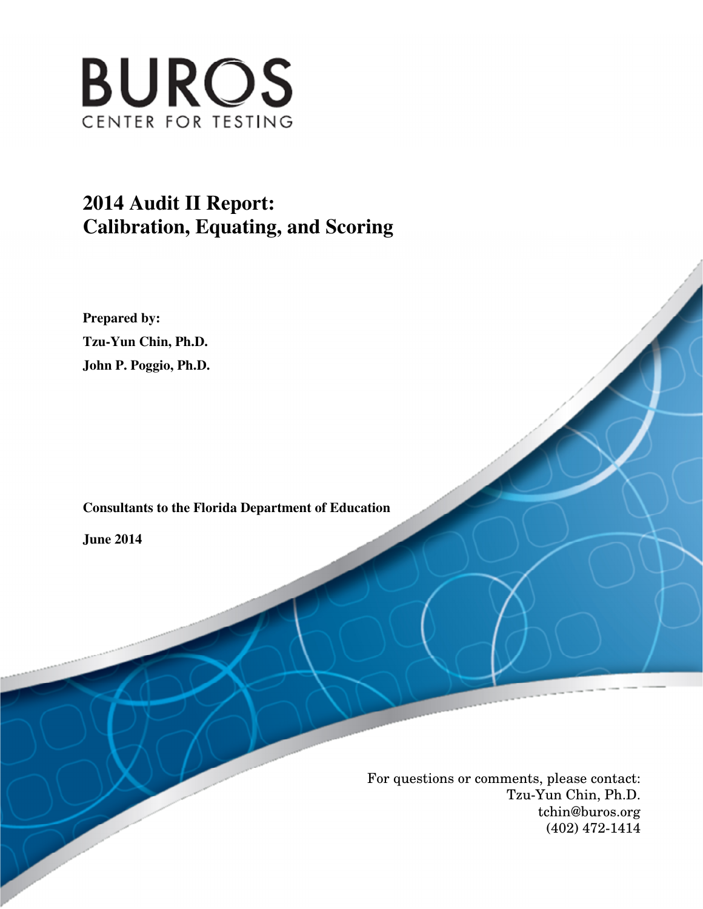# BUROS

CENTER FOR TESTING

# 2014 Audit II Report: Calibration, Equating, and Scoring

**Prepared by:**

**Tzu-Yun Chin, Ph.D.**

**John P. Poggio, Ph.D.**

**Consultants to the Florida Department of Education**

**June 2014**

For questions or comments, please contact:
Tzu-Yun Chin, Ph.D.
tchin@buros.org
(402) 472-1414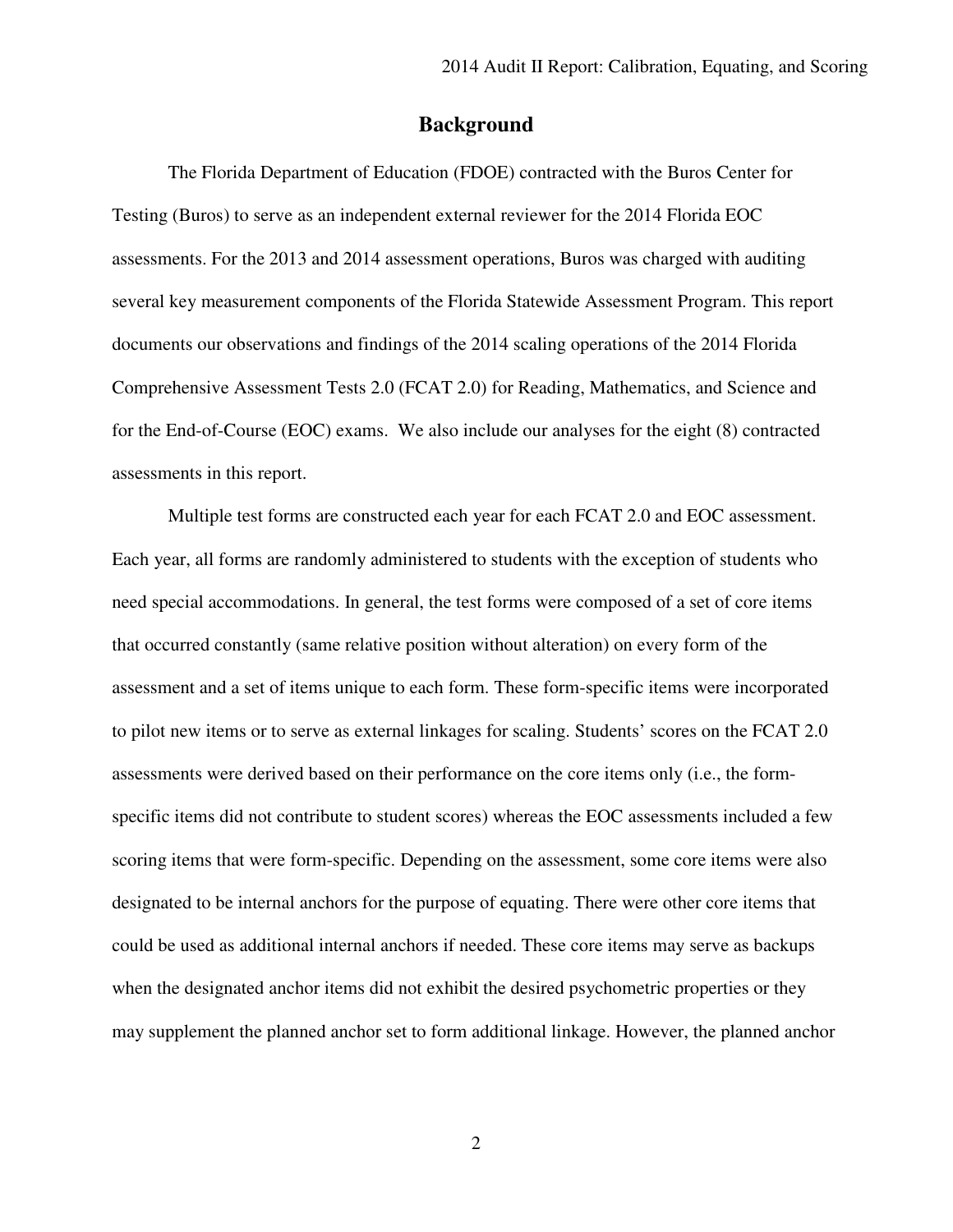## Background

The Florida Department of Education (FDOE) contracted with the Buros Center for Testing (Buros) to serve as an independent external reviewer for the 2014 Florida EOC assessments. For the 2013 and 2014 assessment operations, Buros was charged with auditing several key measurement components of the Florida Statewide Assessment Program. This report documents our observations and findings of the 2014 scaling operations of the 2014 Florida Comprehensive Assessment Tests 2.0 (FCAT 2.0) for Reading, Mathematics, and Science and for the End-of-Course (EOC) exams. We also include our analyses for the eight (8) contracted assessments in this report.

Multiple test forms are constructed each year for each FCAT 2.0 and EOC assessment. Each year, all forms are randomly administered to students with the exception of students who need special accommodations. In general, the test forms were composed of a set of core items that occurred constantly (same relative position without alteration) on every form of the assessment and a set of items unique to each form. These form-specific items were incorporated to pilot new items or to serve as external linkages for scaling. Students' scores on the FCAT 2.0 assessments were derived based on their performance on the core items only (i.e., the form-specific items did not contribute to student scores) whereas the EOC assessments included a few scoring items that were form-specific. Depending on the assessment, some core items were also designated to be internal anchors for the purpose of equating. There were other core items that could be used as additional internal anchors if needed. These core items may serve as backups when the designated anchor items did not exhibit the desired psychometric properties or they may supplement the planned anchor set to form additional linkage. However, the planned anchor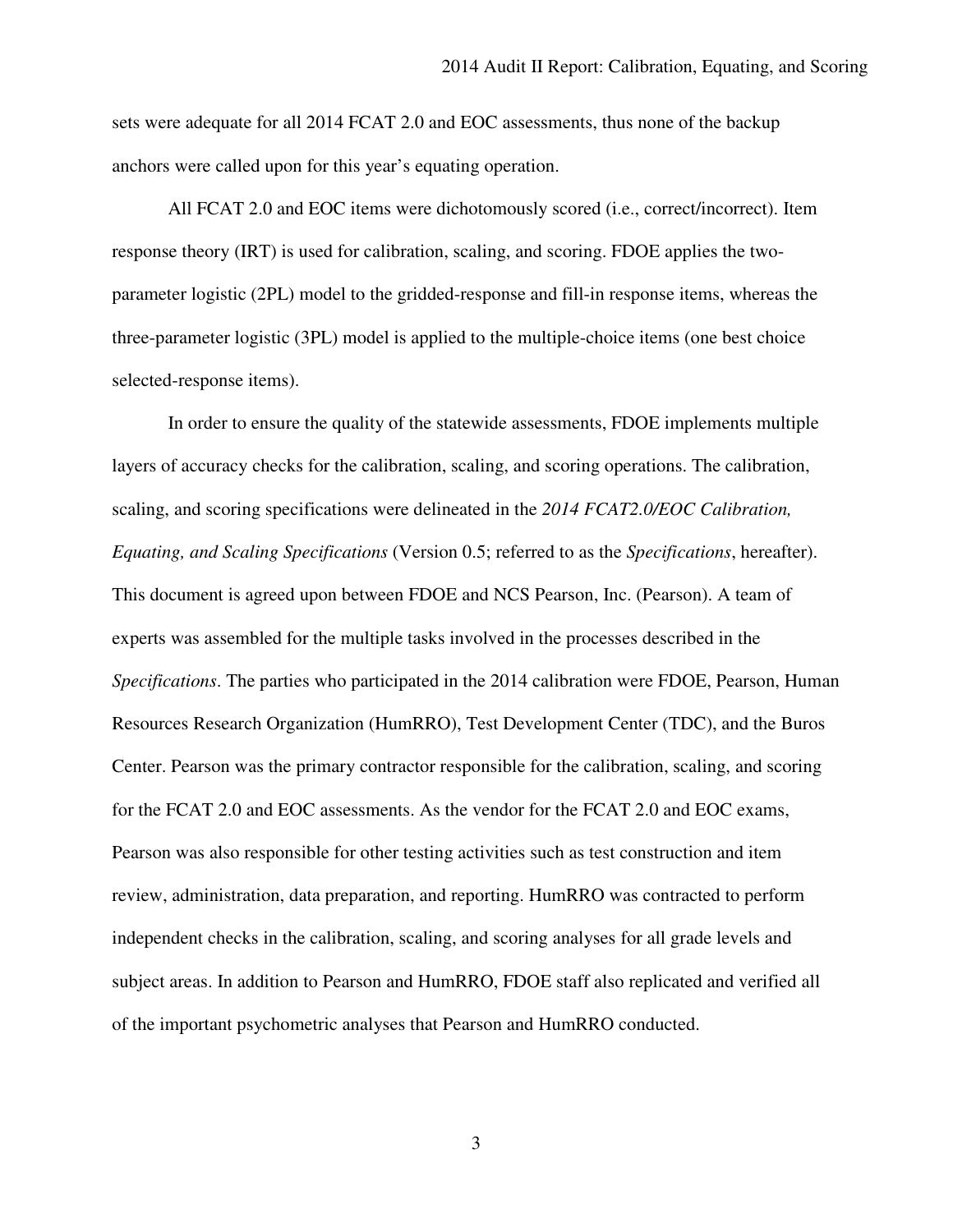sets were adequate for all 2014 FCAT 2.0 and EOC assessments, thus none of the backup anchors were called upon for this year's equating operation.

All FCAT 2.0 and EOC items were dichotomously scored (i.e., correct/incorrect). Item response theory (IRT) is used for calibration, scaling, and scoring. FDOE applies the two-parameter logistic (2PL) model to the gridded-response and fill-in response items, whereas the three-parameter logistic (3PL) model is applied to the multiple-choice items (one best choice selected-response items).

In order to ensure the quality of the statewide assessments, FDOE implements multiple layers of accuracy checks for the calibration, scaling, and scoring operations. The calibration, scaling, and scoring specifications were delineated in the *2014 FCAT2.0/EOC Calibration, Equating, and Scaling Specifications* (Version 0.5; referred to as the *Specifications*, hereafter). This document is agreed upon between FDOE and NCS Pearson, Inc. (Pearson). A team of experts was assembled for the multiple tasks involved in the processes described in the *Specifications*. The parties who participated in the 2014 calibration were FDOE, Pearson, Human Resources Research Organization (HumRRO), Test Development Center (TDC), and the Buros Center. Pearson was the primary contractor responsible for the calibration, scaling, and scoring for the FCAT 2.0 and EOC assessments. As the vendor for the FCAT 2.0 and EOC exams, Pearson was also responsible for other testing activities such as test construction and item review, administration, data preparation, and reporting. HumRRO was contracted to perform independent checks in the calibration, scaling, and scoring analyses for all grade levels and subject areas. In addition to Pearson and HumRRO, FDOE staff also replicated and verified all of the important psychometric analyses that Pearson and HumRRO conducted.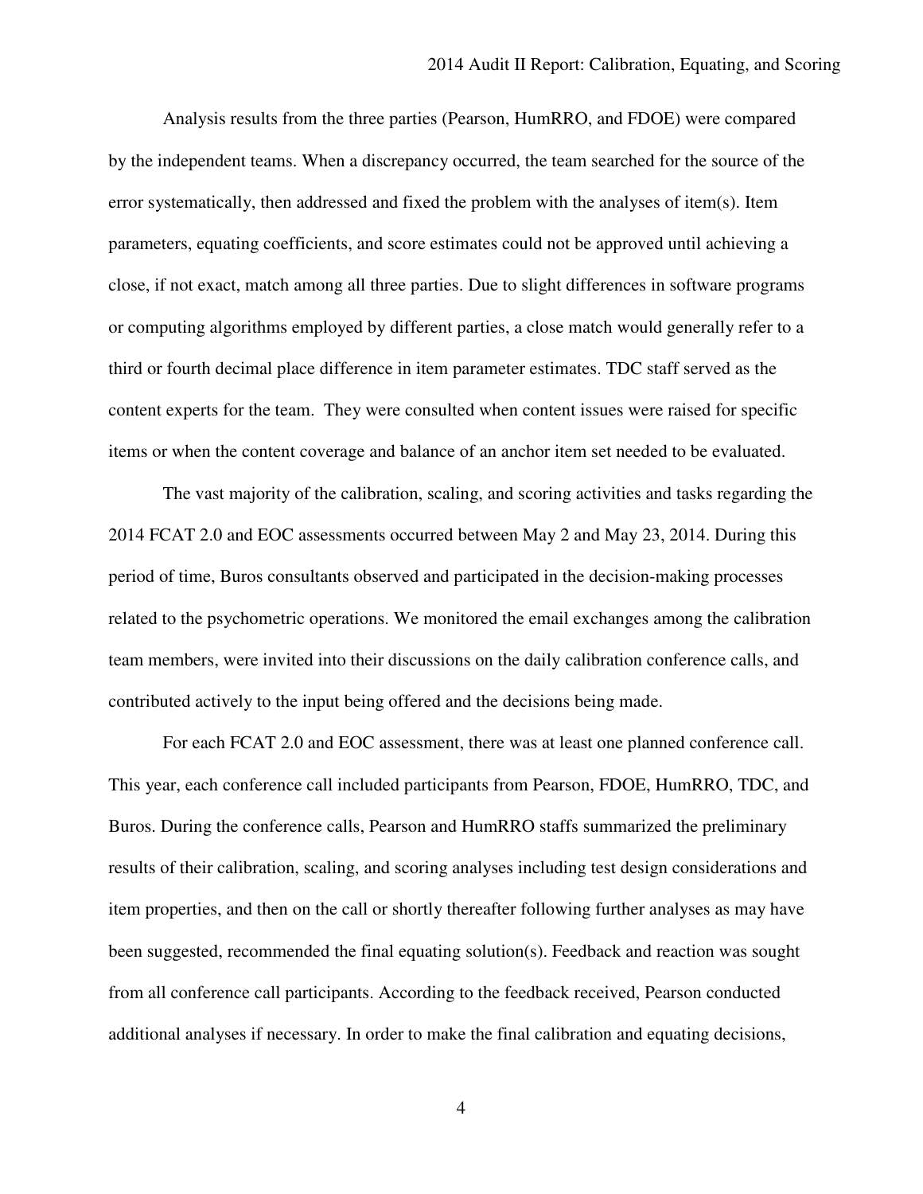Analysis results from the three parties (Pearson, HumRRO, and FDOE) were compared by the independent teams. When a discrepancy occurred, the team searched for the source of the error systematically, then addressed and fixed the problem with the analyses of item(s). Item parameters, equating coefficients, and score estimates could not be approved until achieving a close, if not exact, match among all three parties. Due to slight differences in software programs or computing algorithms employed by different parties, a close match would generally refer to a third or fourth decimal place difference in item parameter estimates. TDC staff served as the content experts for the team. They were consulted when content issues were raised for specific items or when the content coverage and balance of an anchor item set needed to be evaluated.

The vast majority of the calibration, scaling, and scoring activities and tasks regarding the 2014 FCAT 2.0 and EOC assessments occurred between May 2 and May 23, 2014. During this period of time, Buros consultants observed and participated in the decision-making processes related to the psychometric operations. We monitored the email exchanges among the calibration team members, were invited into their discussions on the daily calibration conference calls, and contributed actively to the input being offered and the decisions being made.

For each FCAT 2.0 and EOC assessment, there was at least one planned conference call. This year, each conference call included participants from Pearson, FDOE, HumRRO, TDC, and Buros. During the conference calls, Pearson and HumRRO staffs summarized the preliminary results of their calibration, scaling, and scoring analyses including test design considerations and item properties, and then on the call or shortly thereafter following further analyses as may have been suggested, recommended the final equating solution(s). Feedback and reaction was sought from all conference call participants. According to the feedback received, Pearson conducted additional analyses if necessary. In order to make the final calibration and equating decisions,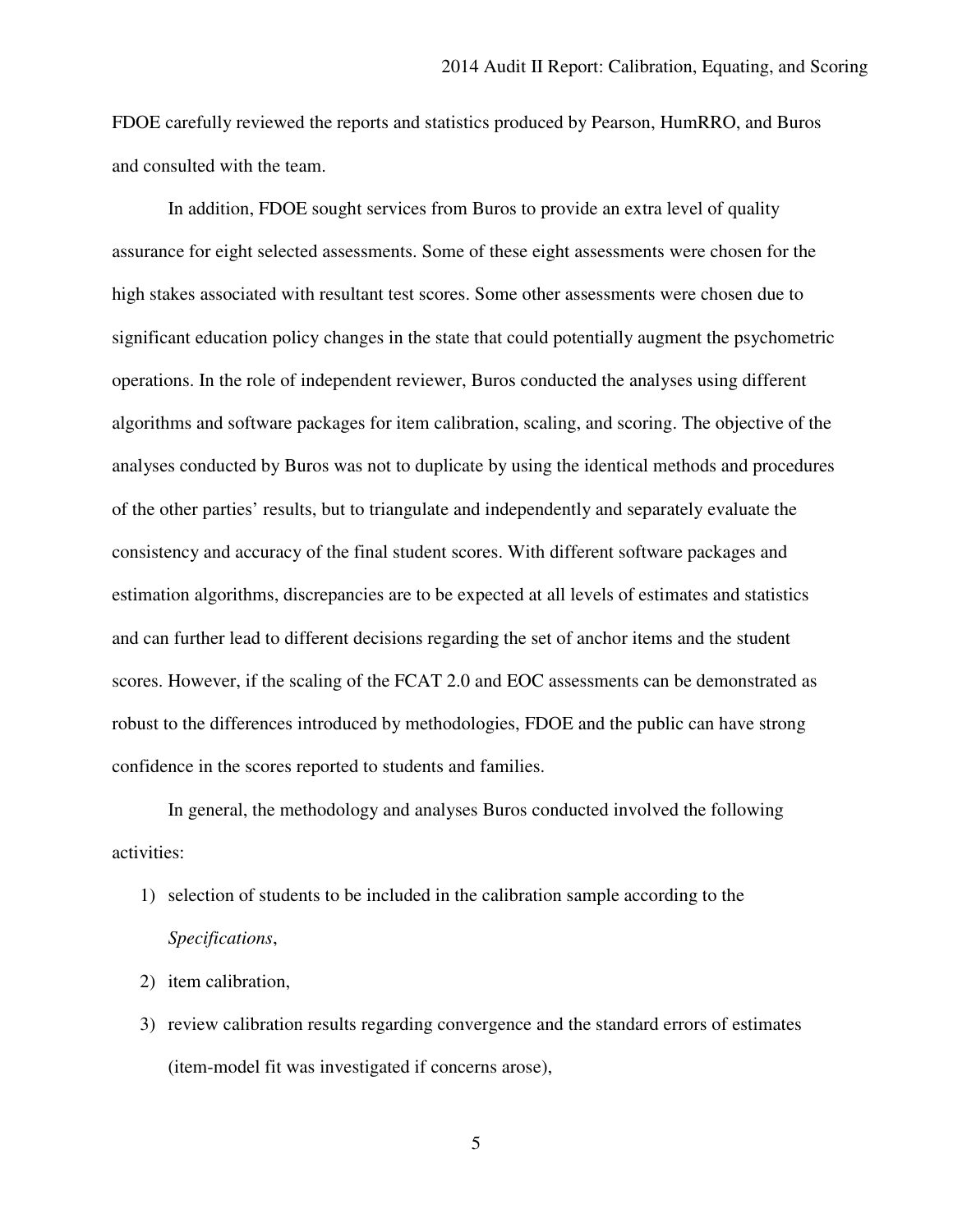FDOE carefully reviewed the reports and statistics produced by Pearson, HumRRO, and Buros and consulted with the team.

In addition, FDOE sought services from Buros to provide an extra level of quality assurance for eight selected assessments. Some of these eight assessments were chosen for the high stakes associated with resultant test scores. Some other assessments were chosen due to significant education policy changes in the state that could potentially augment the psychometric operations. In the role of independent reviewer, Buros conducted the analyses using different algorithms and software packages for item calibration, scaling, and scoring. The objective of the analyses conducted by Buros was not to duplicate by using the identical methods and procedures of the other parties' results, but to triangulate and independently and separately evaluate the consistency and accuracy of the final student scores. With different software packages and estimation algorithms, discrepancies are to be expected at all levels of estimates and statistics and can further lead to different decisions regarding the set of anchor items and the student scores. However, if the scaling of the FCAT 2.0 and EOC assessments can be demonstrated as robust to the differences introduced by methodologies, FDOE and the public can have strong confidence in the scores reported to students and families.

In general, the methodology and analyses Buros conducted involved the following activities:

1) selection of students to be included in the calibration sample according to the *Specifications*,
2) item calibration,
3) review calibration results regarding convergence and the standard errors of estimates (item-model fit was investigated if concerns arose),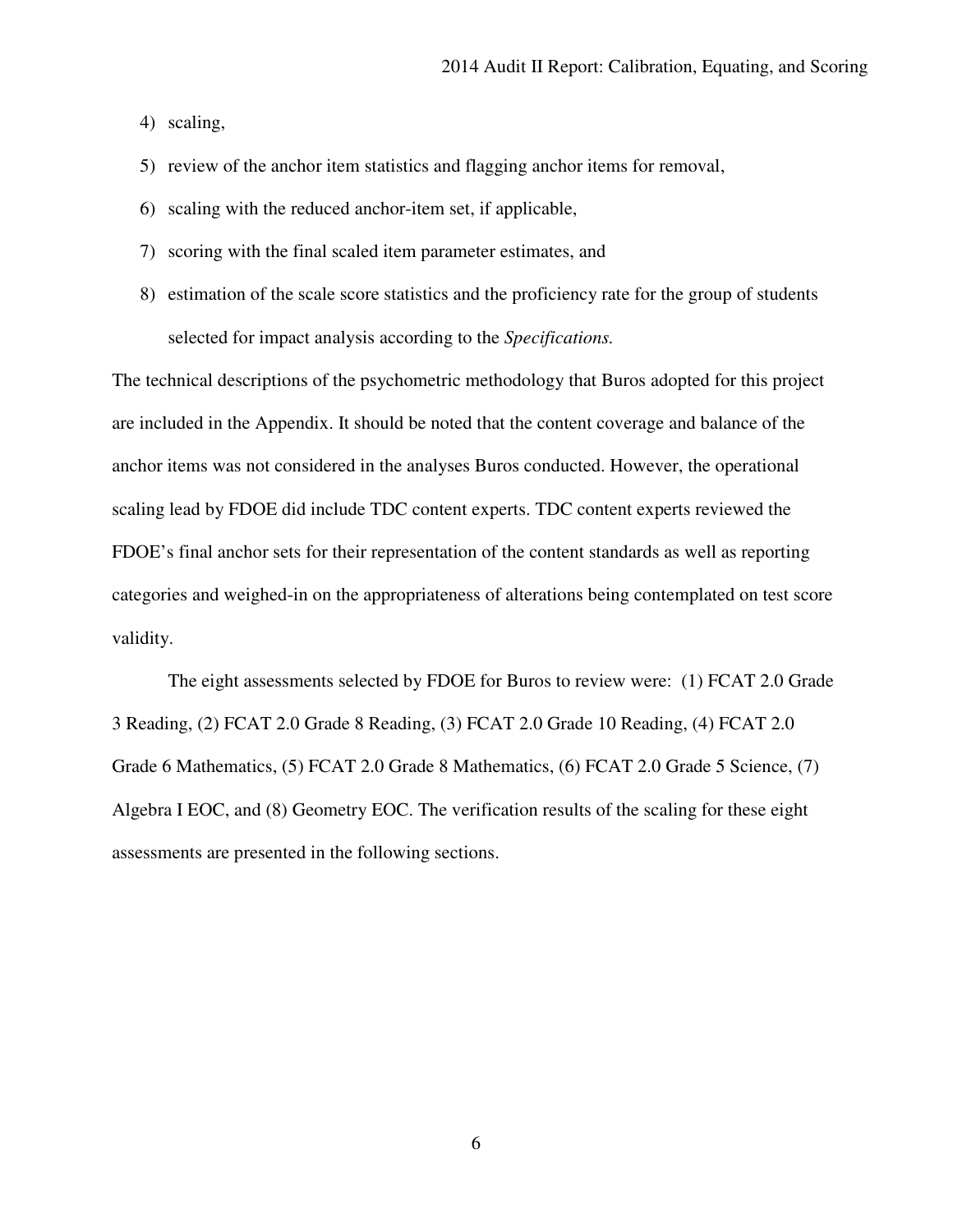4) scaling,
5) review of the anchor item statistics and flagging anchor items for removal,
6) scaling with the reduced anchor-item set, if applicable,
7) scoring with the final scaled item parameter estimates, and
8) estimation of the scale score statistics and the proficiency rate for the group of students selected for impact analysis according to the *Specifications.*

The technical descriptions of the psychometric methodology that Buros adopted for this project are included in the Appendix. It should be noted that the content coverage and balance of the anchor items was not considered in the analyses Buros conducted. However, the operational scaling lead by FDOE did include TDC content experts. TDC content experts reviewed the FDOE's final anchor sets for their representation of the content standards as well as reporting categories and weighed-in on the appropriateness of alterations being contemplated on test score validity.

The eight assessments selected by FDOE for Buros to review were: (1) FCAT 2.0 Grade 3 Reading, (2) FCAT 2.0 Grade 8 Reading, (3) FCAT 2.0 Grade 10 Reading, (4) FCAT 2.0 Grade 6 Mathematics, (5) FCAT 2.0 Grade 8 Mathematics, (6) FCAT 2.0 Grade 5 Science, (7) Algebra I EOC, and (8) Geometry EOC. The verification results of the scaling for these eight assessments are presented in the following sections.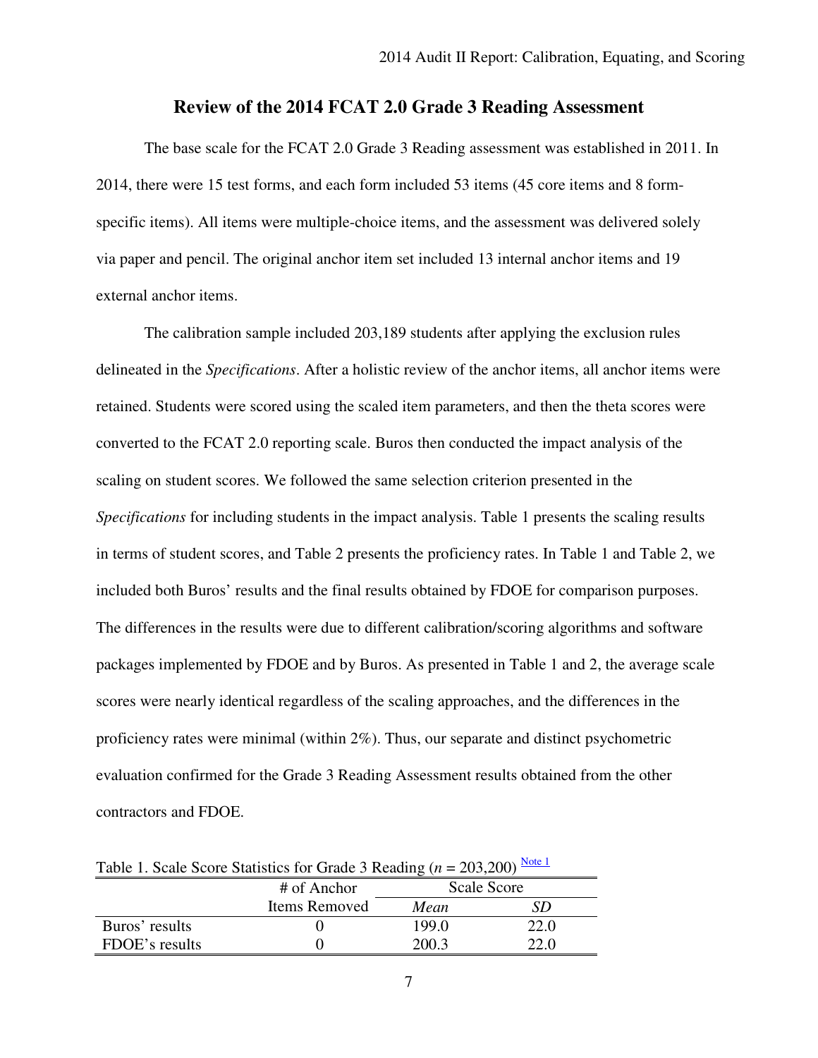## Review of the 2014 FCAT 2.0 Grade 3 Reading Assessment

The base scale for the FCAT 2.0 Grade 3 Reading assessment was established in 2011. In 2014, there were 15 test forms, and each form included 53 items (45 core items and 8 form-specific items). All items were multiple-choice items, and the assessment was delivered solely via paper and pencil. The original anchor item set included 13 internal anchor items and 19 external anchor items.

The calibration sample included 203,189 students after applying the exclusion rules delineated in the *Specifications*. After a holistic review of the anchor items, all anchor items were retained. Students were scored using the scaled item parameters, and then the theta scores were converted to the FCAT 2.0 reporting scale. Buros then conducted the impact analysis of the scaling on student scores. We followed the same selection criterion presented in the *Specifications* for including students in the impact analysis. Table 1 presents the scaling results in terms of student scores, and Table 2 presents the proficiency rates. In Table 1 and Table 2, we included both Buros' results and the final results obtained by FDOE for comparison purposes. The differences in the results were due to different calibration/scoring algorithms and software packages implemented by FDOE and by Buros. As presented in Table 1 and 2, the average scale scores were nearly identical regardless of the scaling approaches, and the differences in the proficiency rates were minimal (within 2%). Thus, our separate and distinct psychometric evaluation confirmed for the Grade 3 Reading Assessment results obtained from the other contractors and FDOE.

Table 1. Scale Score Statistics for Grade 3 Reading (*n* = 203,200) Note 1

| | # of Anchor Items Removed | Scale Score | |
|---|---|---|---|
| | | *Mean* | *SD* |
| Buros' results | 0 | 199.0 | 22.0 |
| FDOE's results | 0 | 200.3 | 22.0 |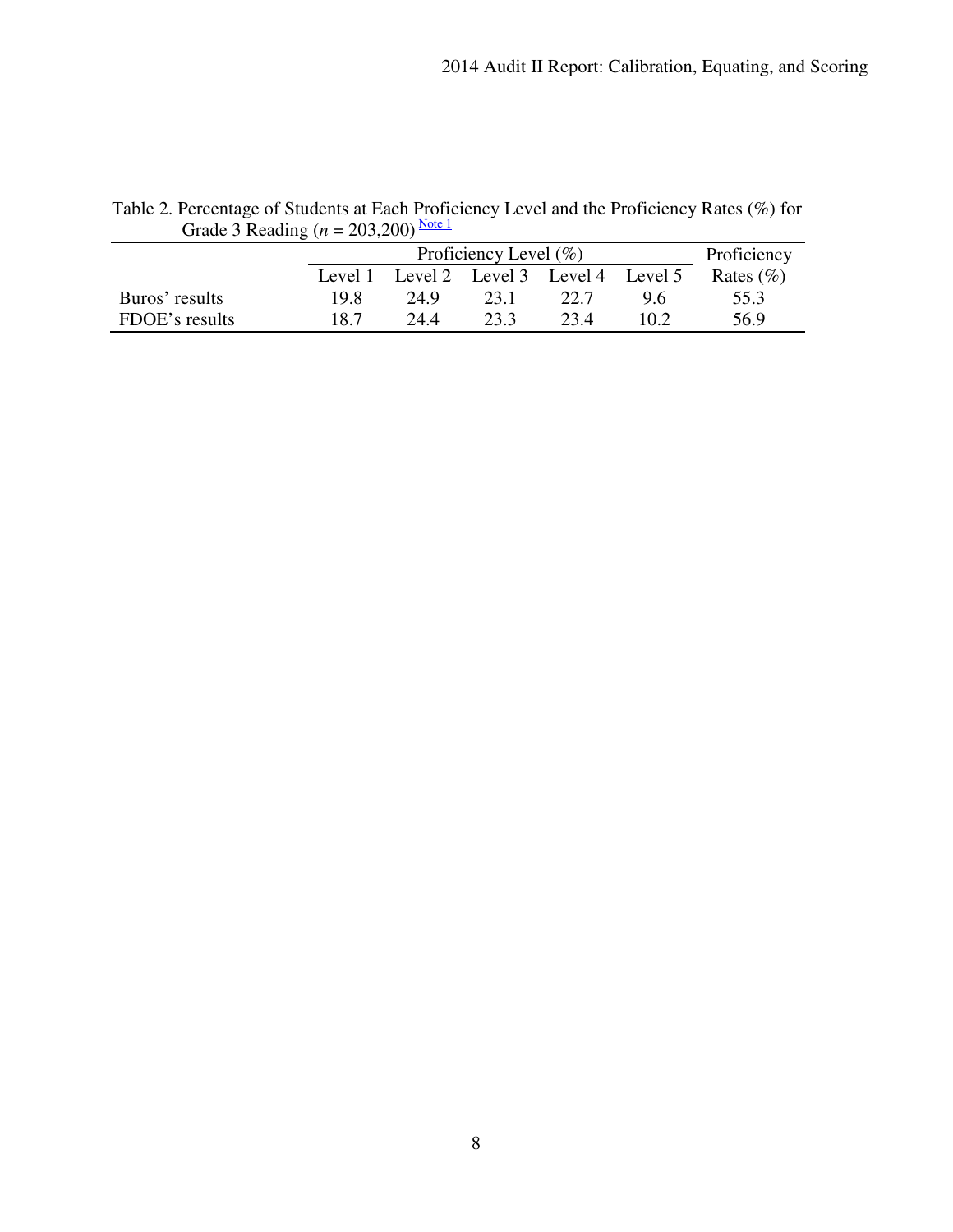Table 2. Percentage of Students at Each Proficiency Level and the Proficiency Rates (%) for Grade 3 Reading (*n* = 203,200) [Note 1]

| | Proficiency Level (%) | | | | | Proficiency |
|---|---|---|---|---|---|---|
| | Level 1 | Level 2 | Level 3 | Level 4 | Level 5 | Rates (%) |
| Buros' results | 19.8 | 24.9 | 23.1 | 22.7 | 9.6 | 55.3 |
| FDOE's results | 18.7 | 24.4 | 23.3 | 23.4 | 10.2 | 56.9 |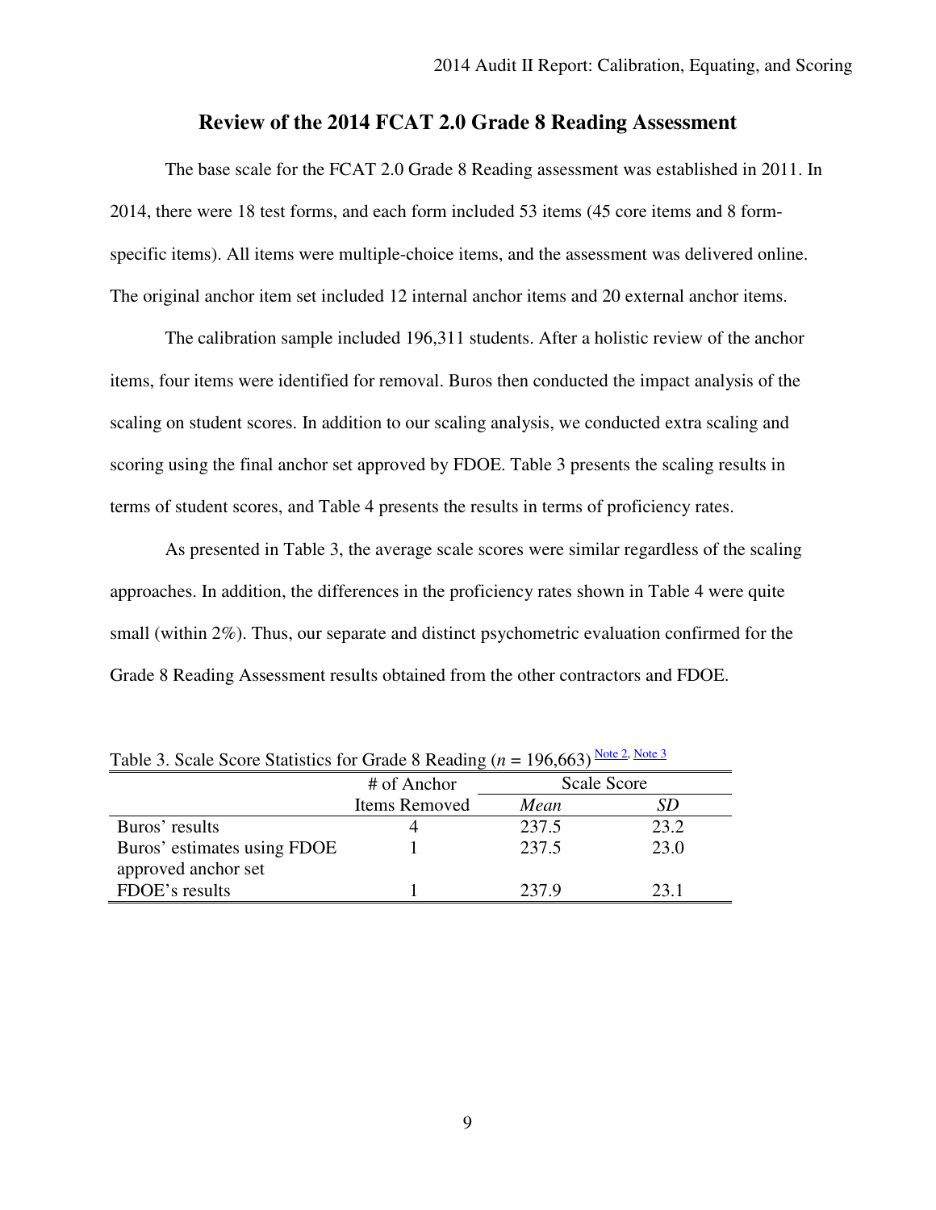## Review of the 2014 FCAT 2.0 Grade 8 Reading Assessment

The base scale for the FCAT 2.0 Grade 8 Reading assessment was established in 2011. In 2014, there were 18 test forms, and each form included 53 items (45 core items and 8 form-specific items). All items were multiple-choice items, and the assessment was delivered online. The original anchor item set included 12 internal anchor items and 20 external anchor items.

The calibration sample included 196,311 students. After a holistic review of the anchor items, four items were identified for removal. Buros then conducted the impact analysis of the scaling on student scores. In addition to our scaling analysis, we conducted extra scaling and scoring using the final anchor set approved by FDOE. Table 3 presents the scaling results in terms of student scores, and Table 4 presents the results in terms of proficiency rates.

As presented in Table 3, the average scale scores were similar regardless of the scaling approaches. In addition, the differences in the proficiency rates shown in Table 4 were quite small (within 2%). Thus, our separate and distinct psychometric evaluation confirmed for the Grade 8 Reading Assessment results obtained from the other contractors and FDOE.

Table 3. Scale Score Statistics for Grade 8 Reading (*n* = 196,663) Note 2, Note 3

| | # of Anchor Items Removed | Scale Score | |
|---|---|---|---|
| | | *Mean* | *SD* |
| Buros' results | 4 | 237.5 | 23.2 |
| Buros' estimates using FDOE approved anchor set | 1 | 237.5 | 23.0 |
| FDOE's results | 1 | 237.9 | 23.1 |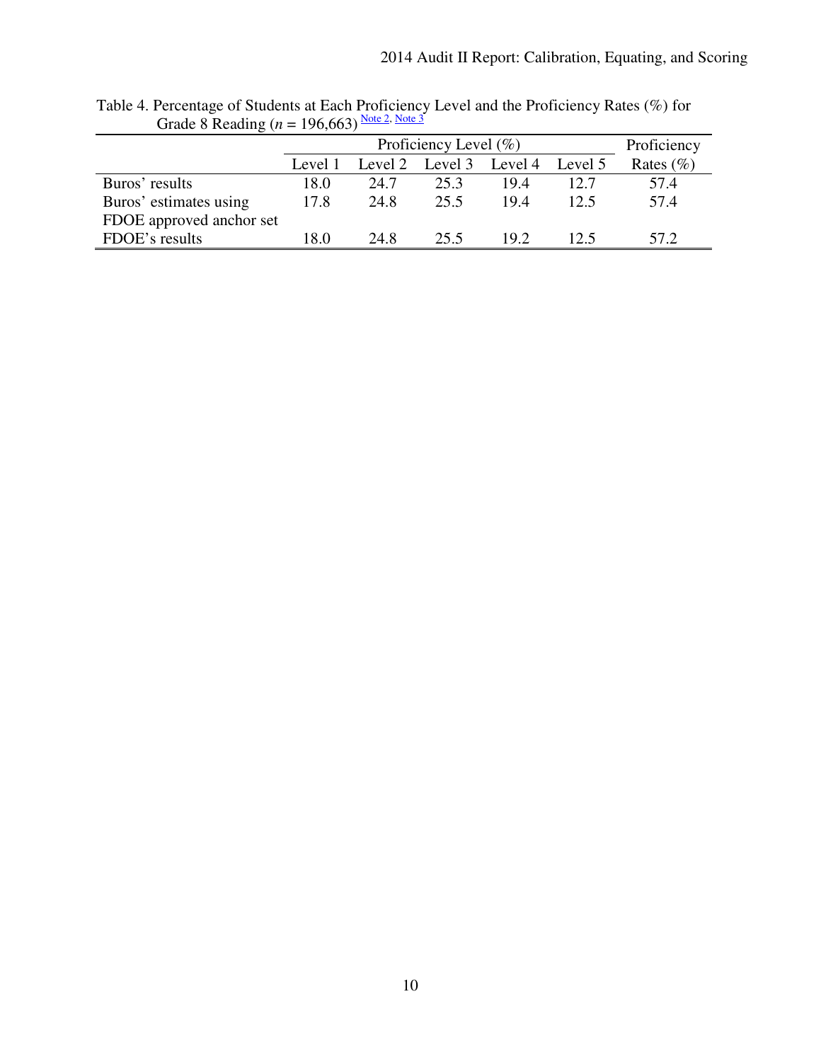Table 4. Percentage of Students at Each Proficiency Level and the Proficiency Rates (%) for Grade 8 Reading (*n* = 196,663) Note 2, Note 3

| | Proficiency Level (%) | | | | | Proficiency |
|---|---|---|---|---|---|---|
| | Level 1 | Level 2 | Level 3 | Level 4 | Level 5 | Rates (%) |
| Buros' results | 18.0 | 24.7 | 25.3 | 19.4 | 12.7 | 57.4 |
| Buros' estimates using FDOE approved anchor set | 17.8 | 24.8 | 25.5 | 19.4 | 12.5 | 57.4 |
| FDOE's results | 18.0 | 24.8 | 25.5 | 19.2 | 12.5 | 57.2 |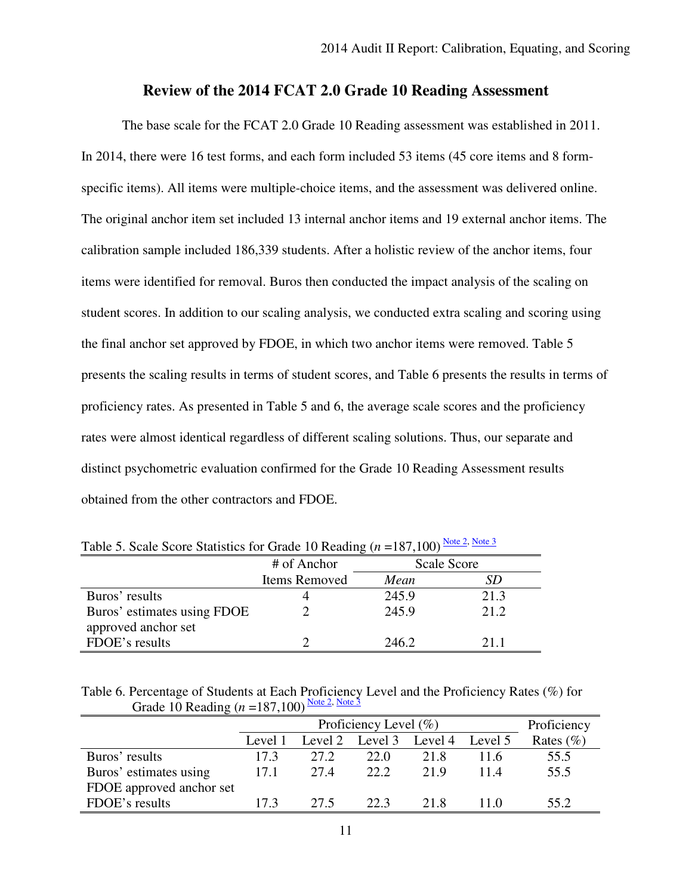## Review of the 2014 FCAT 2.0 Grade 10 Reading Assessment

The base scale for the FCAT 2.0 Grade 10 Reading assessment was established in 2011. In 2014, there were 16 test forms, and each form included 53 items (45 core items and 8 form-specific items). All items were multiple-choice items, and the assessment was delivered online. The original anchor item set included 13 internal anchor items and 19 external anchor items. The calibration sample included 186,339 students. After a holistic review of the anchor items, four items were identified for removal. Buros then conducted the impact analysis of the scaling on student scores. In addition to our scaling analysis, we conducted extra scaling and scoring using the final anchor set approved by FDOE, in which two anchor items were removed. Table 5 presents the scaling results in terms of student scores, and Table 6 presents the results in terms of proficiency rates. As presented in Table 5 and 6, the average scale scores and the proficiency rates were almost identical regardless of different scaling solutions. Thus, our separate and distinct psychometric evaluation confirmed for the Grade 10 Reading Assessment results obtained from the other contractors and FDOE.

Table 5. Scale Score Statistics for Grade 10 Reading (*n* =187,100) Note 2, Note 3

| | # of Anchor Items Removed | Scale Score | |
|---|---|---|---|
| | | *Mean* | *SD* |
| Buros' results | 4 | 245.9 | 21.3 |
| Buros' estimates using FDOE approved anchor set | 2 | 245.9 | 21.2 |
| FDOE's results | 2 | 246.2 | 21.1 |

Table 6. Percentage of Students at Each Proficiency Level and the Proficiency Rates (%) for Grade 10 Reading (*n* =187,100) Note 2, Note 3

| | Proficiency Level (%) | | | | | Proficiency |
|---|---|---|---|---|---|---|
| | Level 1 | Level 2 | Level 3 | Level 4 | Level 5 | Rates (%) |
| Buros' results | 17.3 | 27.2 | 22.0 | 21.8 | 11.6 | 55.5 |
| Buros' estimates using FDOE approved anchor set | 17.1 | 27.4 | 22.2 | 21.9 | 11.4 | 55.5 |
| FDOE's results | 17.3 | 27.5 | 22.3 | 21.8 | 11.0 | 55.2 |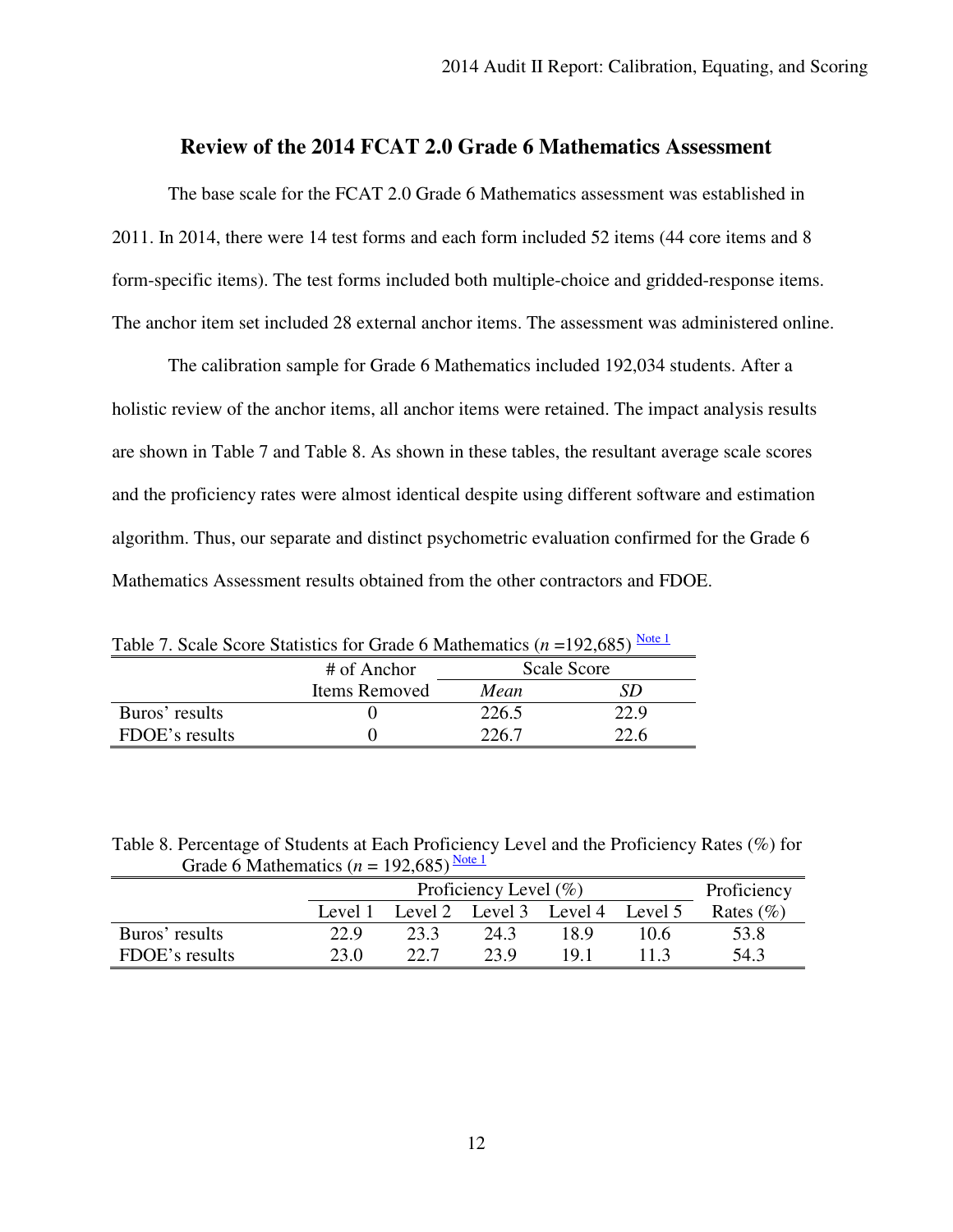## Review of the 2014 FCAT 2.0 Grade 6 Mathematics Assessment

The base scale for the FCAT 2.0 Grade 6 Mathematics assessment was established in 2011. In 2014, there were 14 test forms and each form included 52 items (44 core items and 8 form-specific items). The test forms included both multiple-choice and gridded-response items. The anchor item set included 28 external anchor items. The assessment was administered online.

The calibration sample for Grade 6 Mathematics included 192,034 students. After a holistic review of the anchor items, all anchor items were retained. The impact analysis results are shown in Table 7 and Table 8. As shown in these tables, the resultant average scale scores and the proficiency rates were almost identical despite using different software and estimation algorithm. Thus, our separate and distinct psychometric evaluation confirmed for the Grade 6 Mathematics Assessment results obtained from the other contractors and FDOE.

Table 7. Scale Score Statistics for Grade 6 Mathematics (*n* =192,685) Note 1

| | # of Anchor Items Removed | Scale Score | |
|---|---|---|---|
| | | *Mean* | *SD* |
| Buros' results | 0 | 226.5 | 22.9 |
| FDOE's results | 0 | 226.7 | 22.6 |

Table 8. Percentage of Students at Each Proficiency Level and the Proficiency Rates (%) for Grade 6 Mathematics (*n* = 192,685) Note 1

| | Proficiency Level (%) | | | | | Proficiency Rates (%) |
|---|---|---|---|---|---|---|
| | Level 1 | Level 2 | Level 3 | Level 4 | Level 5 | |
| Buros' results | 22.9 | 23.3 | 24.3 | 18.9 | 10.6 | 53.8 |
| FDOE's results | 23.0 | 22.7 | 23.9 | 19.1 | 11.3 | 54.3 |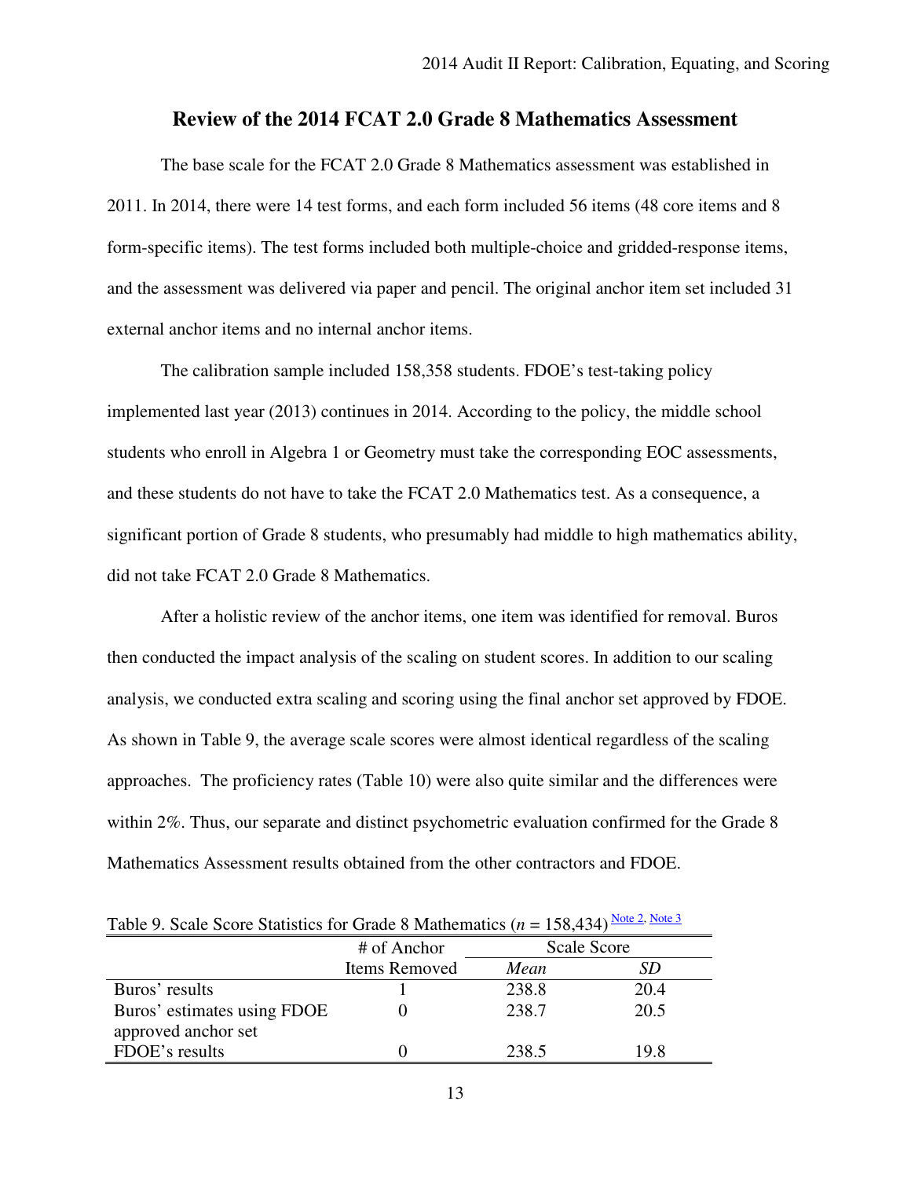## Review of the 2014 FCAT 2.0 Grade 8 Mathematics Assessment

The base scale for the FCAT 2.0 Grade 8 Mathematics assessment was established in 2011. In 2014, there were 14 test forms, and each form included 56 items (48 core items and 8 form-specific items). The test forms included both multiple-choice and gridded-response items, and the assessment was delivered via paper and pencil. The original anchor item set included 31 external anchor items and no internal anchor items.

The calibration sample included 158,358 students. FDOE's test-taking policy implemented last year (2013) continues in 2014. According to the policy, the middle school students who enroll in Algebra 1 or Geometry must take the corresponding EOC assessments, and these students do not have to take the FCAT 2.0 Mathematics test. As a consequence, a significant portion of Grade 8 students, who presumably had middle to high mathematics ability, did not take FCAT 2.0 Grade 8 Mathematics.

After a holistic review of the anchor items, one item was identified for removal. Buros then conducted the impact analysis of the scaling on student scores. In addition to our scaling analysis, we conducted extra scaling and scoring using the final anchor set approved by FDOE. As shown in Table 9, the average scale scores were almost identical regardless of the scaling approaches. The proficiency rates (Table 10) were also quite similar and the differences were within 2%. Thus, our separate and distinct psychometric evaluation confirmed for the Grade 8 Mathematics Assessment results obtained from the other contractors and FDOE.

Table 9. Scale Score Statistics for Grade 8 Mathematics (*n* = 158,434) [Note 2, Note 3]

| | # of Anchor Items Removed | Scale Score | |
|---|---|---|---|
| | | *Mean* | *SD* |
| Buros' results | 1 | 238.8 | 20.4 |
| Buros' estimates using FDOE approved anchor set | 0 | 238.7 | 20.5 |
| FDOE's results | 0 | 238.5 | 19.8 |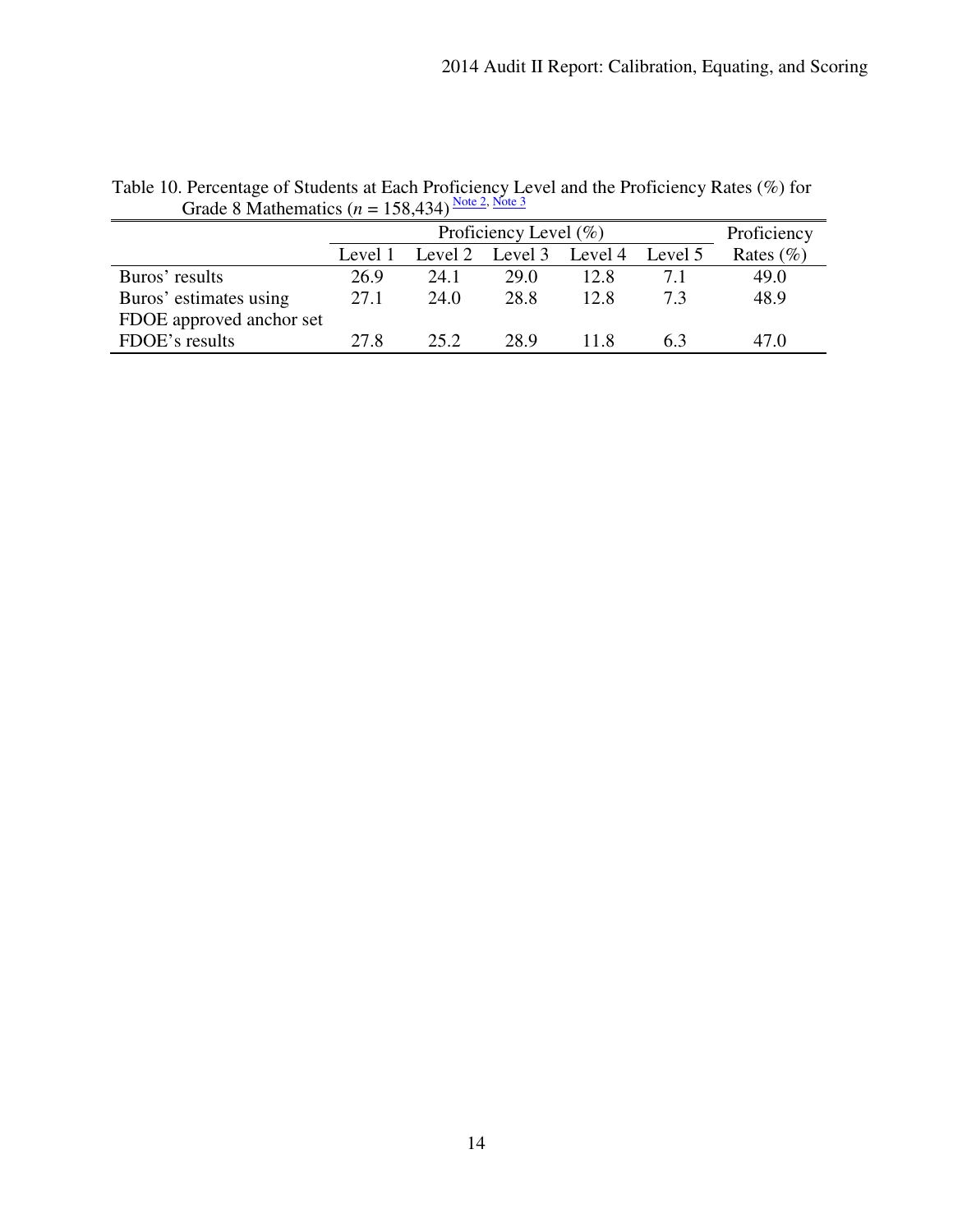Table 10. Percentage of Students at Each Proficiency Level and the Proficiency Rates (%) for Grade 8 Mathematics ($n$ = 158,434) Note 2, Note 3

| | Proficiency Level (%) | | | | | Proficiency |
|---|---|---|---|---|---|---|
| | Level 1 | Level 2 | Level 3 | Level 4 | Level 5 | Rates (%) |
| Buros' results | 26.9 | 24.1 | 29.0 | 12.8 | 7.1 | 49.0 |
| Buros' estimates using FDOE approved anchor set | 27.1 | 24.0 | 28.8 | 12.8 | 7.3 | 48.9 |
| FDOE's results | 27.8 | 25.2 | 28.9 | 11.8 | 6.3 | 47.0 |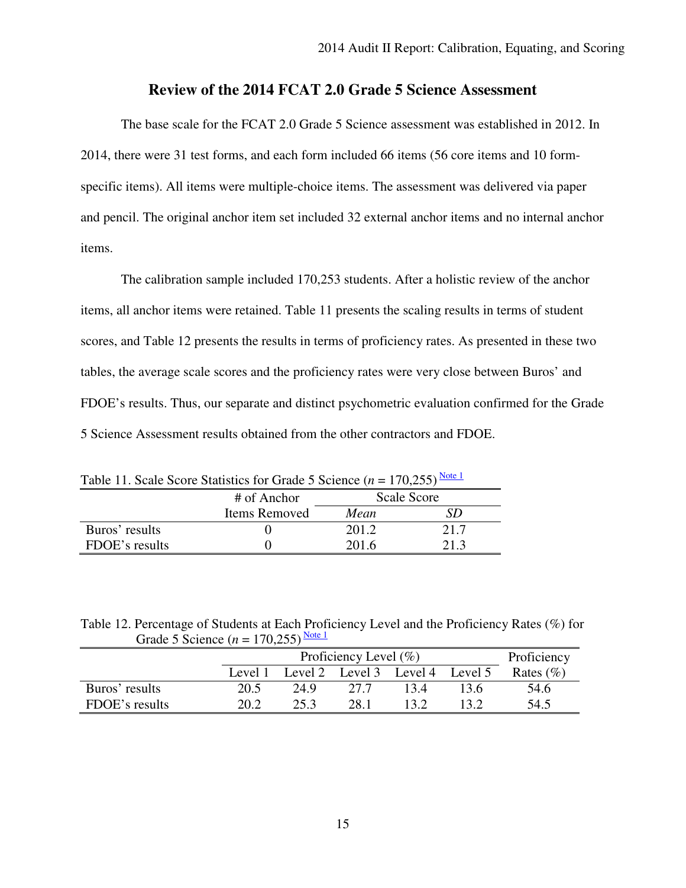## Review of the 2014 FCAT 2.0 Grade 5 Science Assessment

The base scale for the FCAT 2.0 Grade 5 Science assessment was established in 2012. In 2014, there were 31 test forms, and each form included 66 items (56 core items and 10 form-specific items). All items were multiple-choice items. The assessment was delivered via paper and pencil. The original anchor item set included 32 external anchor items and no internal anchor items.

The calibration sample included 170,253 students. After a holistic review of the anchor items, all anchor items were retained. Table 11 presents the scaling results in terms of student scores, and Table 12 presents the results in terms of proficiency rates. As presented in these two tables, the average scale scores and the proficiency rates were very close between Buros' and FDOE's results. Thus, our separate and distinct psychometric evaluation confirmed for the Grade 5 Science Assessment results obtained from the other contractors and FDOE.

Table 11. Scale Score Statistics for Grade 5 Science (*n* = 170,255) Note 1

| | # of Anchor Items Removed | Scale Score | |
|---|---|---|---|
| | | *Mean* | *SD* |
| Buros' results | 0 | 201.2 | 21.7 |
| FDOE's results | 0 | 201.6 | 21.3 |

Table 12. Percentage of Students at Each Proficiency Level and the Proficiency Rates (%) for Grade 5 Science (*n* = 170,255) Note 1

| | Proficiency Level (%) | | | | | Proficiency |
|---|---|---|---|---|---|---|
| | Level 1 | Level 2 | Level 3 | Level 4 | Level 5 | Rates (%) |
| Buros' results | 20.5 | 24.9 | 27.7 | 13.4 | 13.6 | 54.6 |
| FDOE's results | 20.2 | 25.3 | 28.1 | 13.2 | 13.2 | 54.5 |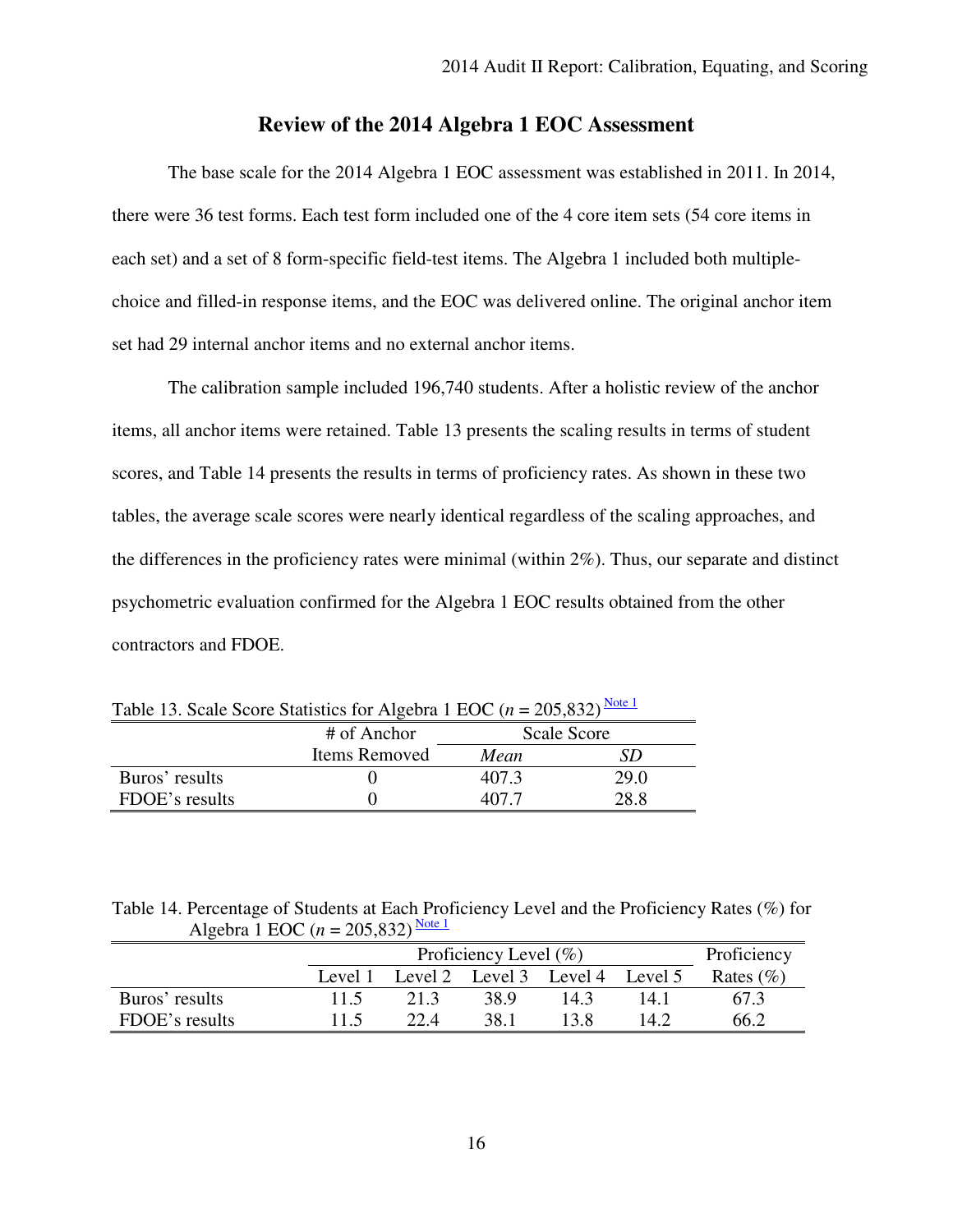## Review of the 2014 Algebra 1 EOC Assessment

The base scale for the 2014 Algebra 1 EOC assessment was established in 2011. In 2014, there were 36 test forms. Each test form included one of the 4 core item sets (54 core items in each set) and a set of 8 form-specific field-test items. The Algebra 1 included both multiple-choice and filled-in response items, and the EOC was delivered online. The original anchor item set had 29 internal anchor items and no external anchor items.

The calibration sample included 196,740 students. After a holistic review of the anchor items, all anchor items were retained. Table 13 presents the scaling results in terms of student scores, and Table 14 presents the results in terms of proficiency rates. As shown in these two tables, the average scale scores were nearly identical regardless of the scaling approaches, and the differences in the proficiency rates were minimal (within 2%). Thus, our separate and distinct psychometric evaluation confirmed for the Algebra 1 EOC results obtained from the other contractors and FDOE.

Table 13. Scale Score Statistics for Algebra 1 EOC (*n* = 205,832) Note 1

| | # of Anchor Items Removed | Scale Score | |
|---|---|---|---|
| | | *Mean* | *SD* |
| Buros' results | 0 | 407.3 | 29.0 |
| FDOE's results | 0 | 407.7 | 28.8 |

Table 14. Percentage of Students at Each Proficiency Level and the Proficiency Rates (%) for Algebra 1 EOC (*n* = 205,832) Note 1

| | Proficiency Level (%) | | | | | Proficiency Rates (%) |
|---|---|---|---|---|---|---|
| | Level 1 | Level 2 | Level 3 | Level 4 | Level 5 | |
| Buros' results | 11.5 | 21.3 | 38.9 | 14.3 | 14.1 | 67.3 |
| FDOE's results | 11.5 | 22.4 | 38.1 | 13.8 | 14.2 | 66.2 |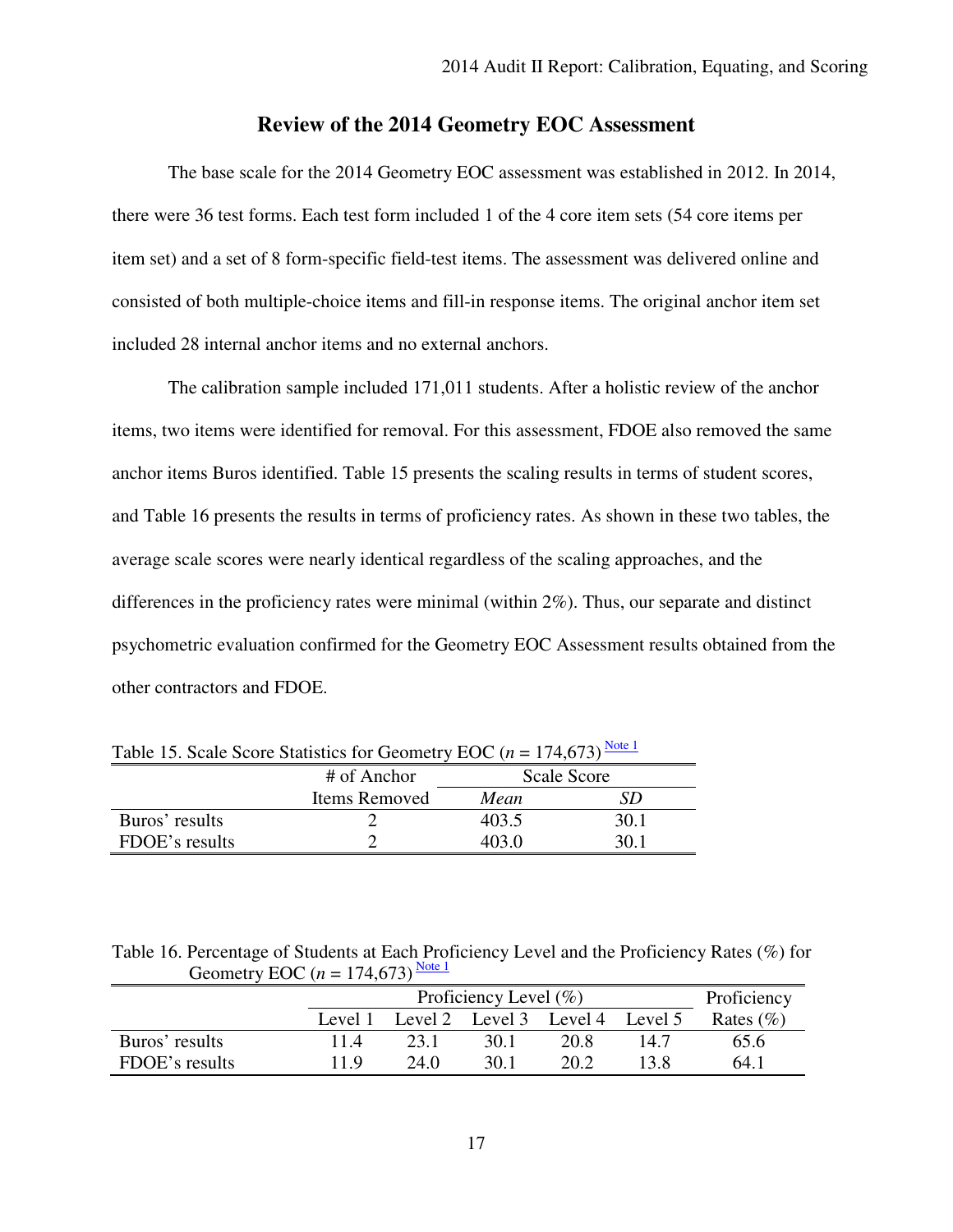## Review of the 2014 Geometry EOC Assessment

The base scale for the 2014 Geometry EOC assessment was established in 2012. In 2014, there were 36 test forms. Each test form included 1 of the 4 core item sets (54 core items per item set) and a set of 8 form-specific field-test items. The assessment was delivered online and consisted of both multiple-choice items and fill-in response items. The original anchor item set included 28 internal anchor items and no external anchors.

The calibration sample included 171,011 students. After a holistic review of the anchor items, two items were identified for removal. For this assessment, FDOE also removed the same anchor items Buros identified. Table 15 presents the scaling results in terms of student scores, and Table 16 presents the results in terms of proficiency rates. As shown in these two tables, the average scale scores were nearly identical regardless of the scaling approaches, and the differences in the proficiency rates were minimal (within 2%). Thus, our separate and distinct psychometric evaluation confirmed for the Geometry EOC Assessment results obtained from the other contractors and FDOE.

Table 15. Scale Score Statistics for Geometry EOC ($n$ = 174,673) Note 1

| | # of Anchor Items Removed | Scale Score | |
|---|---|---|---|
| | | *Mean* | *SD* |
| Buros' results | 2 | 403.5 | 30.1 |
| FDOE's results | 2 | 403.0 | 30.1 |

Table 16. Percentage of Students at Each Proficiency Level and the Proficiency Rates (%) for Geometry EOC ($n$ = 174,673) Note 1

| | Proficiency Level (%) | | | | | Proficiency |
|---|---|---|---|---|---|---|
| | Level 1 | Level 2 | Level 3 | Level 4 | Level 5 | Rates (%) |
| Buros' results | 11.4 | 23.1 | 30.1 | 20.8 | 14.7 | 65.6 |
| FDOE's results | 11.9 | 24.0 | 30.1 | 20.2 | 13.8 | 64.1 |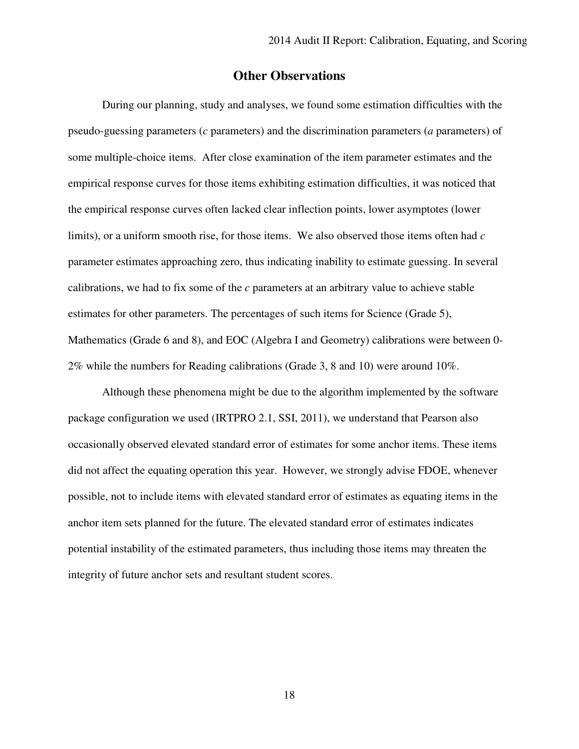## Other Observations

During our planning, study and analyses, we found some estimation difficulties with the pseudo-guessing parameters (*c* parameters) and the discrimination parameters (*a* parameters) of some multiple-choice items. After close examination of the item parameter estimates and the empirical response curves for those items exhibiting estimation difficulties, it was noticed that the empirical response curves often lacked clear inflection points, lower asymptotes (lower limits), or a uniform smooth rise, for those items. We also observed those items often had *c* parameter estimates approaching zero, thus indicating inability to estimate guessing. In several calibrations, we had to fix some of the *c* parameters at an arbitrary value to achieve stable estimates for other parameters. The percentages of such items for Science (Grade 5), Mathematics (Grade 6 and 8), and EOC (Algebra I and Geometry) calibrations were between 0-2% while the numbers for Reading calibrations (Grade 3, 8 and 10) were around 10%.

Although these phenomena might be due to the algorithm implemented by the software package configuration we used (IRTPRO 2.1, SSI, 2011), we understand that Pearson also occasionally observed elevated standard error of estimates for some anchor items. These items did not affect the equating operation this year. However, we strongly advise FDOE, whenever possible, not to include items with elevated standard error of estimates as equating items in the anchor item sets planned for the future. The elevated standard error of estimates indicates potential instability of the estimated parameters, thus including those items may threaten the integrity of future anchor sets and resultant student scores.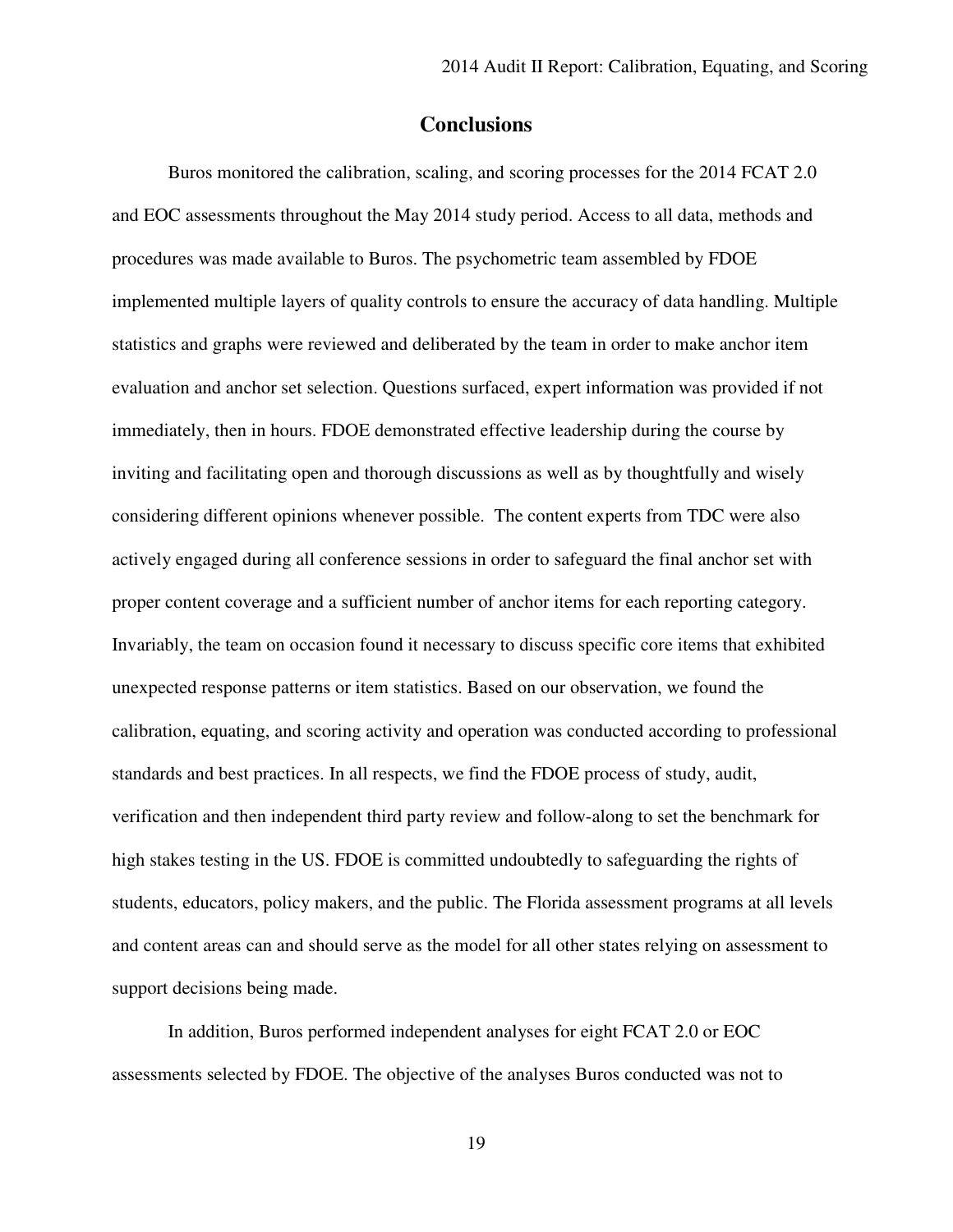## Conclusions

Buros monitored the calibration, scaling, and scoring processes for the 2014 FCAT 2.0 and EOC assessments throughout the May 2014 study period. Access to all data, methods and procedures was made available to Buros. The psychometric team assembled by FDOE implemented multiple layers of quality controls to ensure the accuracy of data handling. Multiple statistics and graphs were reviewed and deliberated by the team in order to make anchor item evaluation and anchor set selection. Questions surfaced, expert information was provided if not immediately, then in hours. FDOE demonstrated effective leadership during the course by inviting and facilitating open and thorough discussions as well as by thoughtfully and wisely considering different opinions whenever possible. The content experts from TDC were also actively engaged during all conference sessions in order to safeguard the final anchor set with proper content coverage and a sufficient number of anchor items for each reporting category. Invariably, the team on occasion found it necessary to discuss specific core items that exhibited unexpected response patterns or item statistics. Based on our observation, we found the calibration, equating, and scoring activity and operation was conducted according to professional standards and best practices. In all respects, we find the FDOE process of study, audit, verification and then independent third party review and follow-along to set the benchmark for high stakes testing in the US. FDOE is committed undoubtedly to safeguarding the rights of students, educators, policy makers, and the public. The Florida assessment programs at all levels and content areas can and should serve as the model for all other states relying on assessment to support decisions being made.

In addition, Buros performed independent analyses for eight FCAT 2.0 or EOC assessments selected by FDOE. The objective of the analyses Buros conducted was not to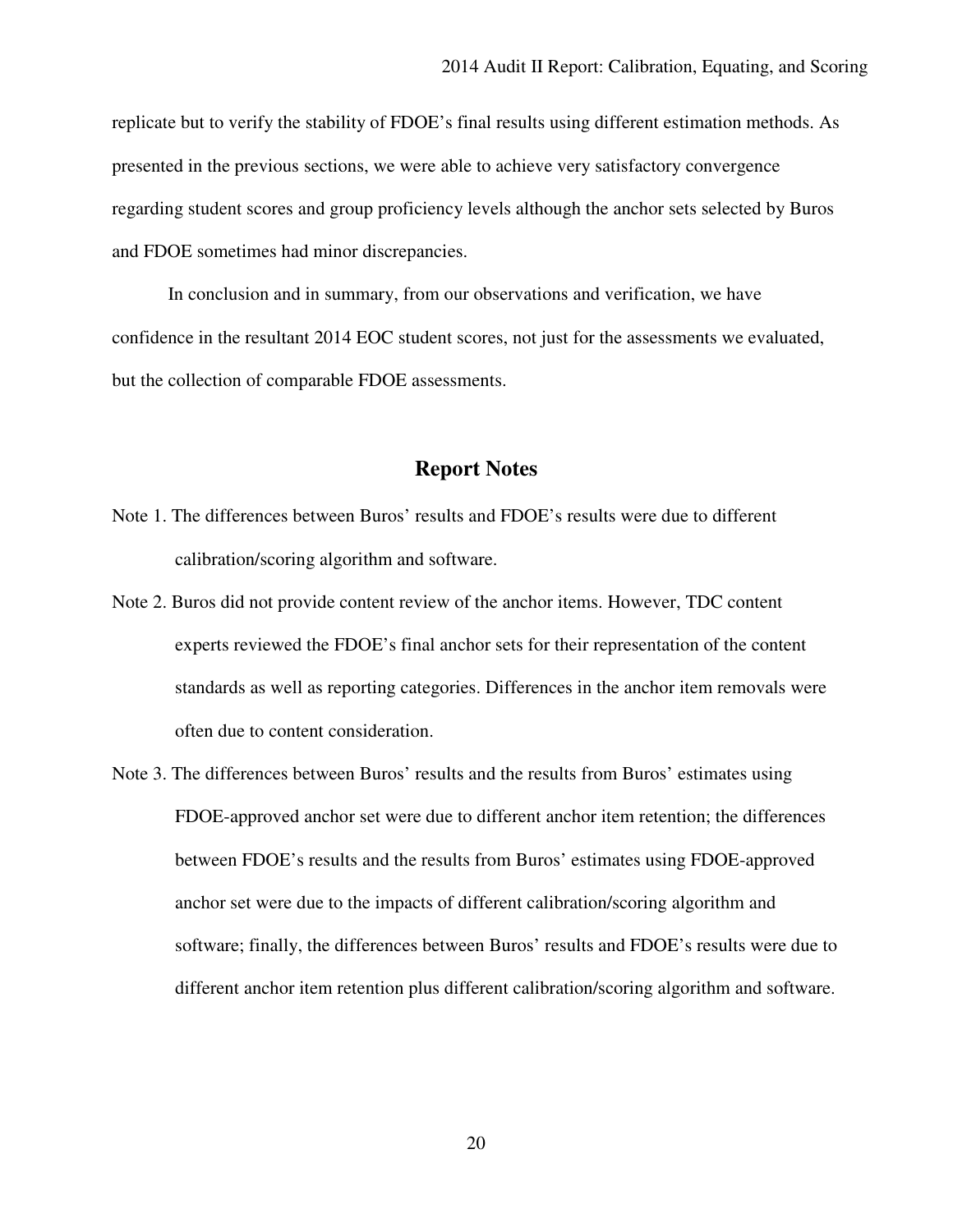replicate but to verify the stability of FDOE's final results using different estimation methods. As presented in the previous sections, we were able to achieve very satisfactory convergence regarding student scores and group proficiency levels although the anchor sets selected by Buros and FDOE sometimes had minor discrepancies.

In conclusion and in summary, from our observations and verification, we have confidence in the resultant 2014 EOC student scores, not just for the assessments we evaluated, but the collection of comparable FDOE assessments.

## Report Notes

Note 1. The differences between Buros' results and FDOE's results were due to different calibration/scoring algorithm and software.

Note 2. Buros did not provide content review of the anchor items. However, TDC content experts reviewed the FDOE's final anchor sets for their representation of the content standards as well as reporting categories. Differences in the anchor item removals were often due to content consideration.

Note 3. The differences between Buros' results and the results from Buros' estimates using FDOE-approved anchor set were due to different anchor item retention; the differences between FDOE's results and the results from Buros' estimates using FDOE-approved anchor set were due to the impacts of different calibration/scoring algorithm and software; finally, the differences between Buros' results and FDOE's results were due to different anchor item retention plus different calibration/scoring algorithm and software.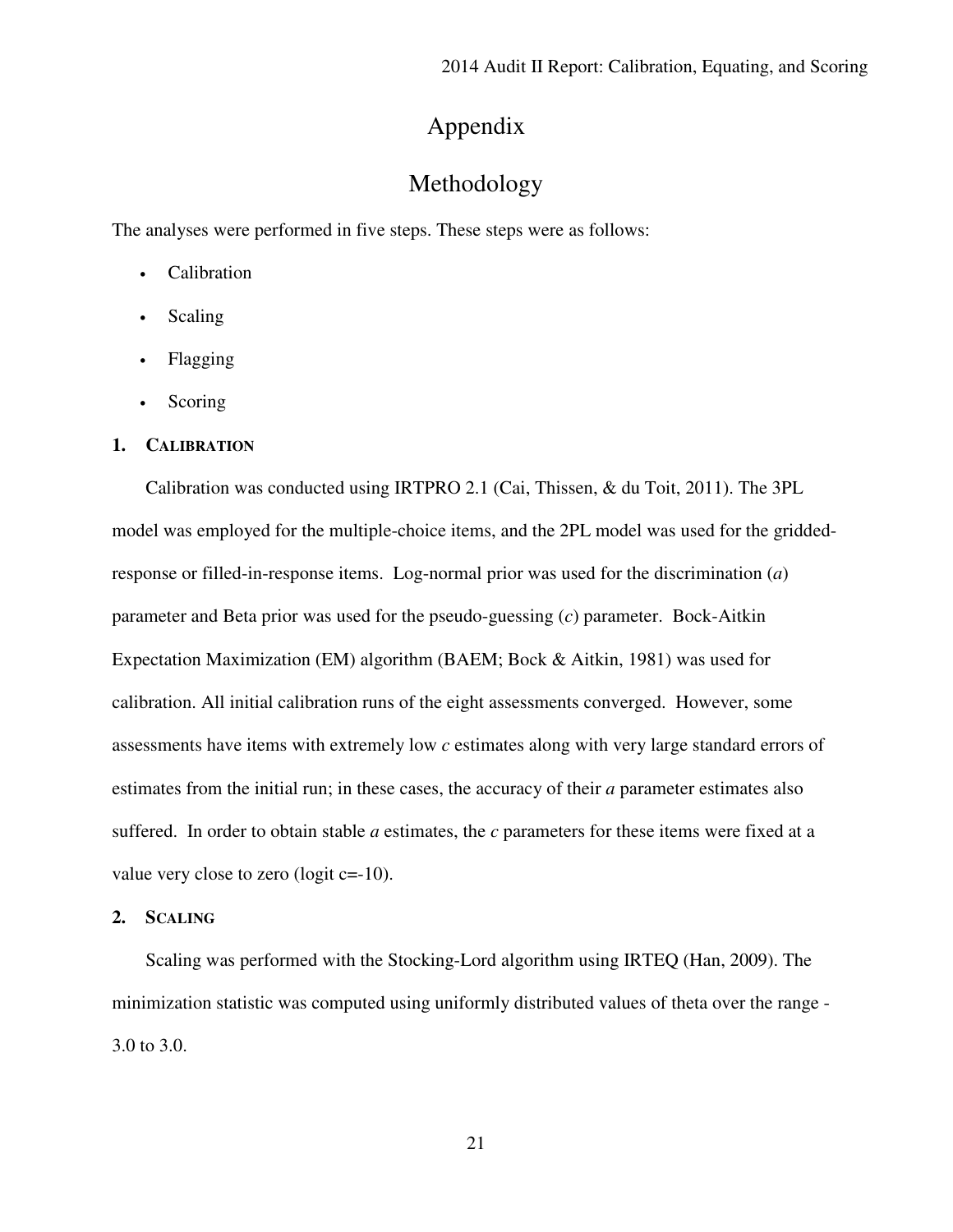# Appendix

## Methodology

The analyses were performed in five steps. These steps were as follows:

- Calibration
- Scaling
- Flagging
- Scoring

### 1. Calibration

Calibration was conducted using IRTPRO 2.1 (Cai, Thissen, & du Toit, 2011). The 3PL model was employed for the multiple-choice items, and the 2PL model was used for the gridded-response or filled-in-response items. Log-normal prior was used for the discrimination (*a*) parameter and Beta prior was used for the pseudo-guessing (*c*) parameter. Bock-Aitkin Expectation Maximization (EM) algorithm (BAEM; Bock & Aitkin, 1981) was used for calibration. All initial calibration runs of the eight assessments converged. However, some assessments have items with extremely low *c* estimates along with very large standard errors of estimates from the initial run; in these cases, the accuracy of their *a* parameter estimates also suffered. In order to obtain stable *a* estimates, the *c* parameters for these items were fixed at a value very close to zero (logit c=-10).

### 2. Scaling

Scaling was performed with the Stocking-Lord algorithm using IRTEQ (Han, 2009). The minimization statistic was computed using uniformly distributed values of theta over the range -3.0 to 3.0.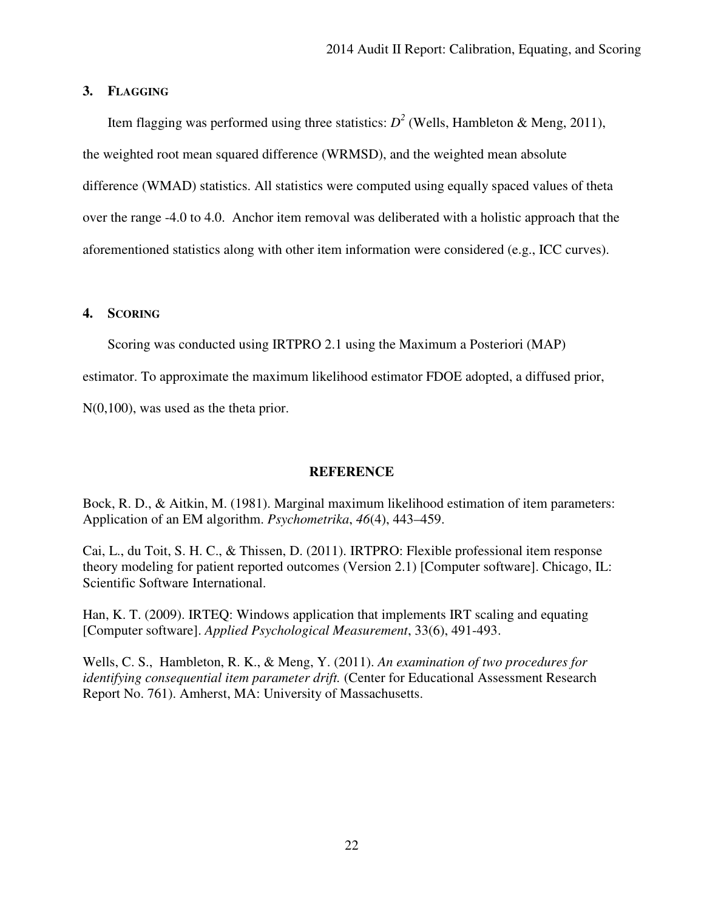## 3. FLAGGING

Item flagging was performed using three statistics: $D^2$ (Wells, Hambleton & Meng, 2011), the weighted root mean squared difference (WRMSD), and the weighted mean absolute difference (WMAD) statistics. All statistics were computed using equally spaced values of theta over the range -4.0 to 4.0. Anchor item removal was deliberated with a holistic approach that the aforementioned statistics along with other item information were considered (e.g., ICC curves).

## 4. SCORING

Scoring was conducted using IRTPRO 2.1 using the Maximum a Posteriori (MAP) estimator. To approximate the maximum likelihood estimator FDOE adopted, a diffused prior, N(0,100), was used as the theta prior.

## REFERENCE

Bock, R. D., & Aitkin, M. (1981). Marginal maximum likelihood estimation of item parameters: Application of an EM algorithm. *Psychometrika*, *46*(4), 443–459.

Cai, L., du Toit, S. H. C., & Thissen, D. (2011). IRTPRO: Flexible professional item response theory modeling for patient reported outcomes (Version 2.1) [Computer software]. Chicago, IL: Scientific Software International.

Han, K. T. (2009). IRTEQ: Windows application that implements IRT scaling and equating [Computer software]. *Applied Psychological Measurement*, 33(6), 491-493.

Wells, C. S., Hambleton, R. K., & Meng, Y. (2011). *An examination of two procedures for identifying consequential item parameter drift.* (Center for Educational Assessment Research Report No. 761). Amherst, MA: University of Massachusetts.